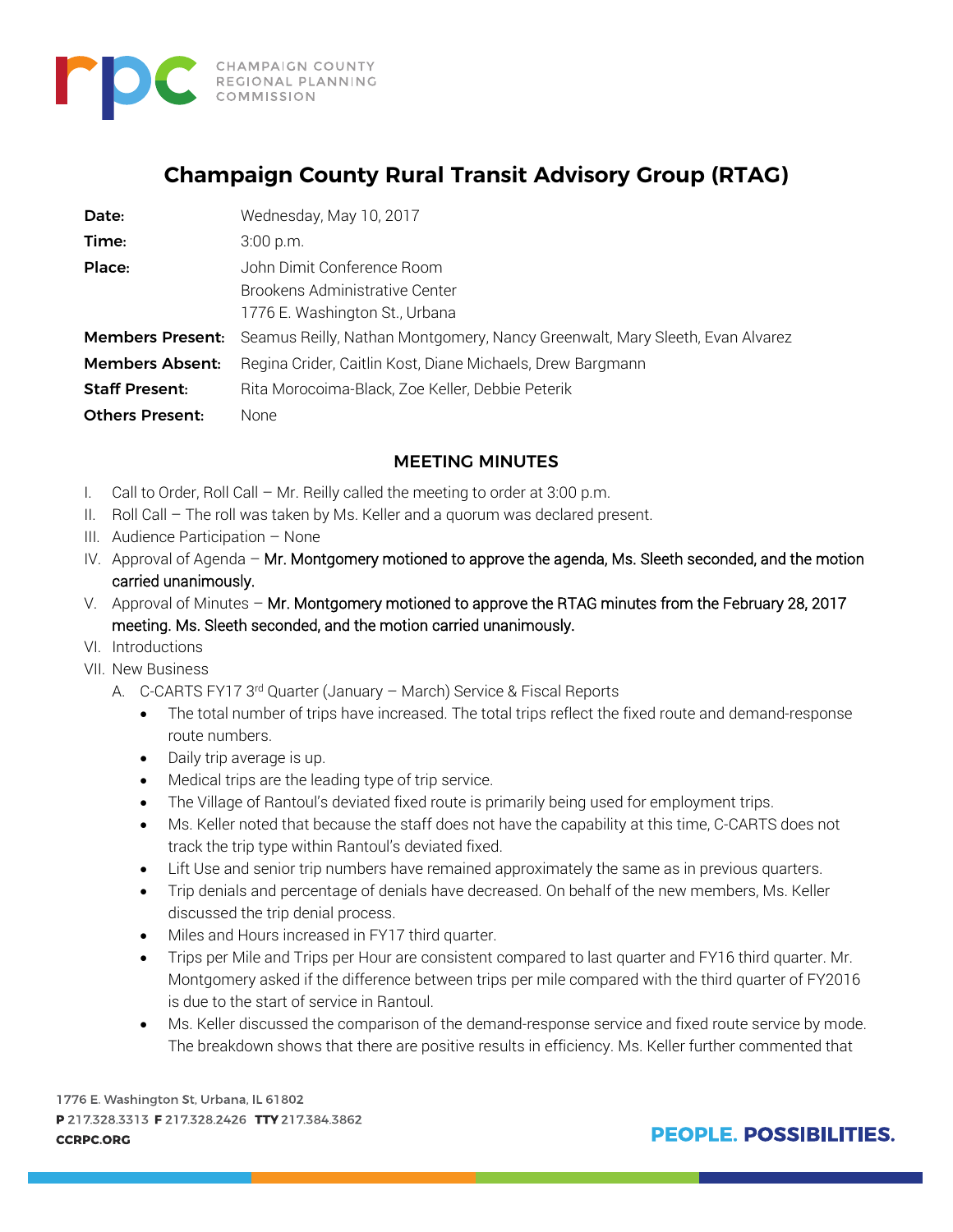CHAMPAIGN COUNTY REGIONAL PLANNING COMMISSION

# Champaign County Rural Transit Advisory Group (RTAG)

| | |
|---|---|
| **Date:** | Wednesday, May 10, 2017 |
| **Time:** | 3:00 p.m. |
| **Place:** | John Dimit Conference Room<br>Brookens Administrative Center<br>1776 E. Washington St., Urbana |
| **Members Present:** | Seamus Reilly, Nathan Montgomery, Nancy Greenwalt, Mary Sleeth, Evan Alvarez |
| **Members Absent:** | Regina Crider, Caitlin Kost, Diane Michaels, Drew Bargmann |
| **Staff Present:** | Rita Morocoima-Black, Zoe Keller, Debbie Peterik |
| **Others Present:** | None |

## MEETING MINUTES

I. Call to Order, Roll Call – Mr. Reilly called the meeting to order at 3:00 p.m.

II. Roll Call – The roll was taken by Ms. Keller and a quorum was declared present.

III. Audience Participation – None

IV. Approval of Agenda – Mr. Montgomery motioned to approve the agenda, Ms. Sleeth seconded, and the motion carried unanimously.

V. Approval of Minutes – Mr. Montgomery motioned to approve the RTAG minutes from the February 28, 2017 meeting. Ms. Sleeth seconded, and the motion carried unanimously.

VI. Introductions

VII. New Business

A. C-CARTS FY17 3rd Quarter (January – March) Service & Fiscal Reports

- The total number of trips have increased. The total trips reflect the fixed route and demand-response route numbers.
- Daily trip average is up.
- Medical trips are the leading type of trip service.
- The Village of Rantoul's deviated fixed route is primarily being used for employment trips.
- Ms. Keller noted that because the staff does not have the capability at this time, C-CARTS does not track the trip type within Rantoul's deviated fixed.
- Lift Use and senior trip numbers have remained approximately the same as in previous quarters.
- Trip denials and percentage of denials have decreased. On behalf of the new members, Ms. Keller discussed the trip denial process.
- Miles and Hours increased in FY17 third quarter.
- Trips per Mile and Trips per Hour are consistent compared to last quarter and FY16 third quarter. Mr. Montgomery asked if the difference between trips per mile compared with the third quarter of FY2016 is due to the start of service in Rantoul.
- Ms. Keller discussed the comparison of the demand-response service and fixed route service by mode. The breakdown shows that there are positive results in efficiency. Ms. Keller further commented that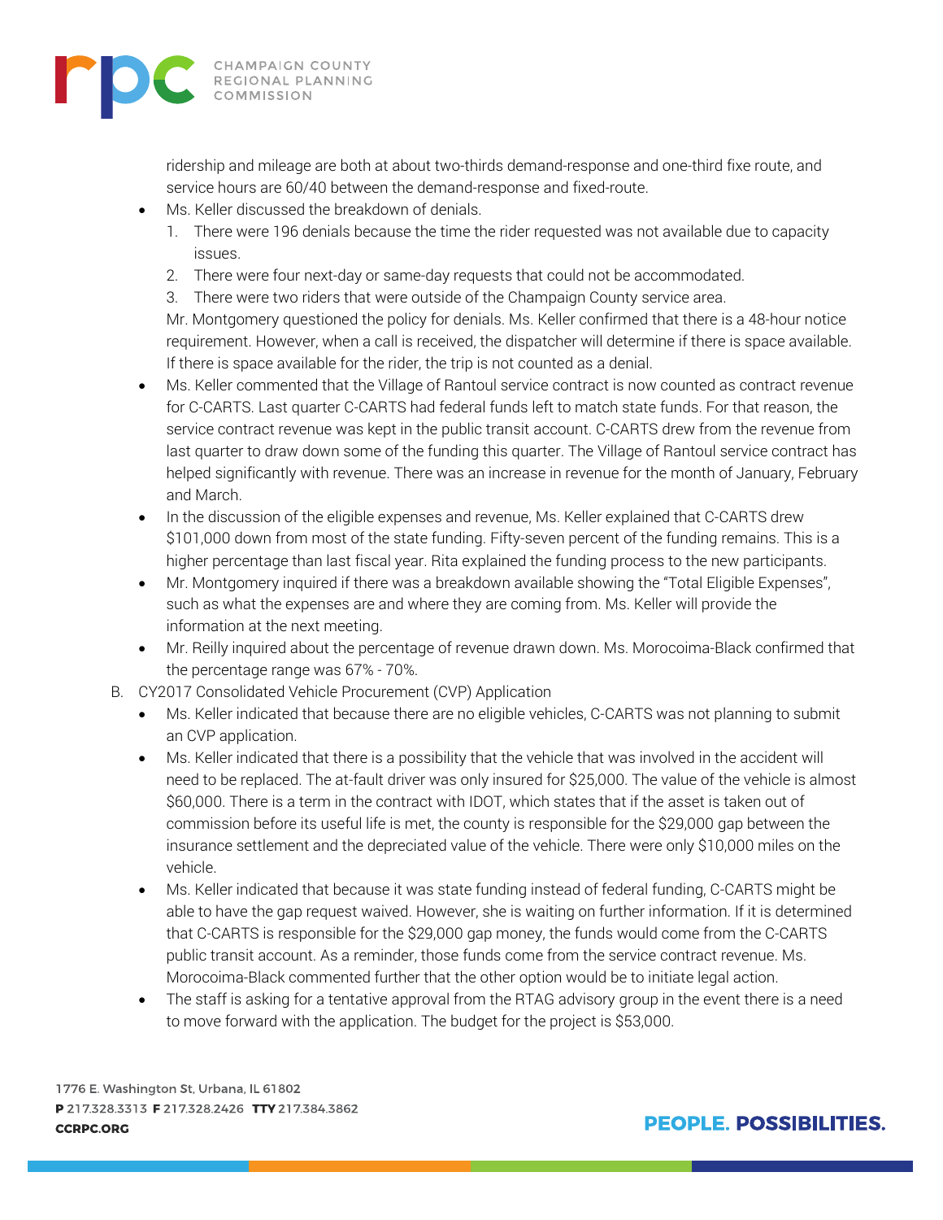ridership and mileage are both at about two-thirds demand-response and one-third fixe route, and service hours are 60/40 between the demand-response and fixed-route.

- Ms. Keller discussed the breakdown of denials.
  1. There were 196 denials because the time the rider requested was not available due to capacity issues.
  2. There were four next-day or same-day requests that could not be accommodated.
  3. There were two riders that were outside of the Champaign County service area.

  Mr. Montgomery questioned the policy for denials. Ms. Keller confirmed that there is a 48-hour notice requirement. However, when a call is received, the dispatcher will determine if there is space available. If there is space available for the rider, the trip is not counted as a denial.
- Ms. Keller commented that the Village of Rantoul service contract is now counted as contract revenue for C-CARTS. Last quarter C-CARTS had federal funds left to match state funds. For that reason, the service contract revenue was kept in the public transit account. C-CARTS drew from the revenue from last quarter to draw down some of the funding this quarter. The Village of Rantoul service contract has helped significantly with revenue. There was an increase in revenue for the month of January, February and March.
- In the discussion of the eligible expenses and revenue, Ms. Keller explained that C-CARTS drew $101,000 down from most of the state funding. Fifty-seven percent of the funding remains. This is a higher percentage than last fiscal year. Rita explained the funding process to the new participants.
- Mr. Montgomery inquired if there was a breakdown available showing the "Total Eligible Expenses", such as what the expenses are and where they are coming from. Ms. Keller will provide the information at the next meeting.
- Mr. Reilly inquired about the percentage of revenue drawn down. Ms. Morocoima-Black confirmed that the percentage range was 67% - 70%.

B. CY2017 Consolidated Vehicle Procurement (CVP) Application

- Ms. Keller indicated that because there are no eligible vehicles, C-CARTS was not planning to submit an CVP application.
- Ms. Keller indicated that there is a possibility that the vehicle that was involved in the accident will need to be replaced. The at-fault driver was only insured for $25,000. The value of the vehicle is almost $60,000. There is a term in the contract with IDOT, which states that if the asset is taken out of commission before its useful life is met, the county is responsible for the $29,000 gap between the insurance settlement and the depreciated value of the vehicle. There were only $10,000 miles on the vehicle.
- Ms. Keller indicated that because it was state funding instead of federal funding, C-CARTS might be able to have the gap request waived. However, she is waiting on further information. If it is determined that C-CARTS is responsible for the $29,000 gap money, the funds would come from the C-CARTS public transit account. As a reminder, those funds come from the service contract revenue. Ms. Morocoima-Black commented further that the other option would be to initiate legal action.
- The staff is asking for a tentative approval from the RTAG advisory group in the event there is a need to move forward with the application. The budget for the project is $53,000.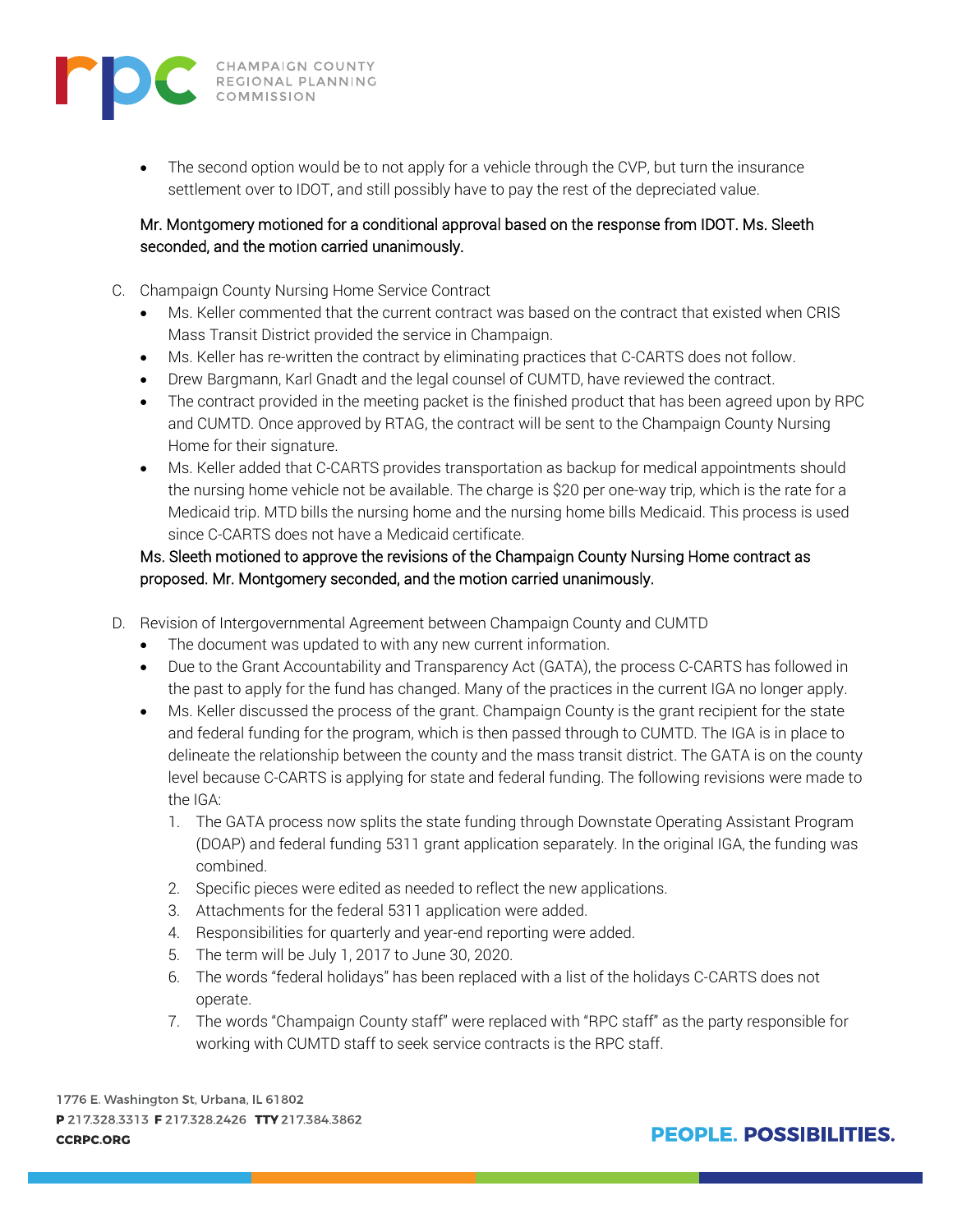- The second option would be to not apply for a vehicle through the CVP, but turn the insurance settlement over to IDOT, and still possibly have to pay the rest of the depreciated value.

Mr. Montgomery motioned for a conditional approval based on the response from IDOT. Ms. Sleeth seconded, and the motion carried unanimously.

C. Champaign County Nursing Home Service Contract
   - Ms. Keller commented that the current contract was based on the contract that existed when CRIS Mass Transit District provided the service in Champaign.
   - Ms. Keller has re-written the contract by eliminating practices that C-CARTS does not follow.
   - Drew Bargmann, Karl Gnadt and the legal counsel of CUMTD, have reviewed the contract.
   - The contract provided in the meeting packet is the finished product that has been agreed upon by RPC and CUMTD. Once approved by RTAG, the contract will be sent to the Champaign County Nursing Home for their signature.
   - Ms. Keller added that C-CARTS provides transportation as backup for medical appointments should the nursing home vehicle not be available. The charge is $20 per one-way trip, which is the rate for a Medicaid trip. MTD bills the nursing home and the nursing home bills Medicaid. This process is used since C-CARTS does not have a Medicaid certificate.

   Ms. Sleeth motioned to approve the revisions of the Champaign County Nursing Home contract as proposed. Mr. Montgomery seconded, and the motion carried unanimously.

D. Revision of Intergovernmental Agreement between Champaign County and CUMTD
   - The document was updated to with any new current information.
   - Due to the Grant Accountability and Transparency Act (GATA), the process C-CARTS has followed in the past to apply for the fund has changed. Many of the practices in the current IGA no longer apply.
   - Ms. Keller discussed the process of the grant. Champaign County is the grant recipient for the state and federal funding for the program, which is then passed through to CUMTD. The IGA is in place to delineate the relationship between the county and the mass transit district. The GATA is on the county level because C-CARTS is applying for state and federal funding. The following revisions were made to the IGA:
     1. The GATA process now splits the state funding through Downstate Operating Assistant Program (DOAP) and federal funding 5311 grant application separately. In the original IGA, the funding was combined.
     2. Specific pieces were edited as needed to reflect the new applications.
     3. Attachments for the federal 5311 application were added.
     4. Responsibilities for quarterly and year-end reporting were added.
     5. The term will be July 1, 2017 to June 30, 2020.
     6. The words "federal holidays" has been replaced with a list of the holidays C-CARTS does not operate.
     7. The words "Champaign County staff" were replaced with "RPC staff" as the party responsible for working with CUMTD staff to seek service contracts is the RPC staff.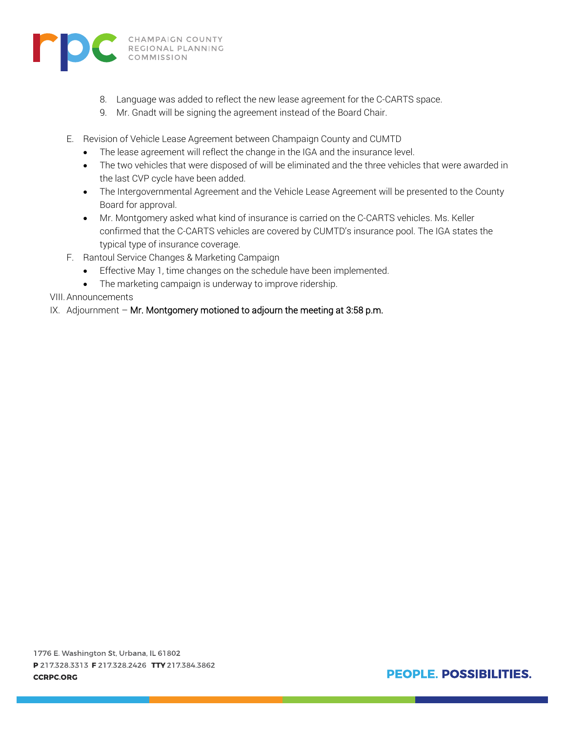8. Language was added to reflect the new lease agreement for the C-CARTS space.
9. Mr. Gnadt will be signing the agreement instead of the Board Chair.

E. Revision of Vehicle Lease Agreement between Champaign County and CUMTD
   - The lease agreement will reflect the change in the IGA and the insurance level.
   - The two vehicles that were disposed of will be eliminated and the three vehicles that were awarded in the last CVP cycle have been added.
   - The Intergovernmental Agreement and the Vehicle Lease Agreement will be presented to the County Board for approval.
   - Mr. Montgomery asked what kind of insurance is carried on the C-CARTS vehicles. Ms. Keller confirmed that the C-CARTS vehicles are covered by CUMTD's insurance pool. The IGA states the typical type of insurance coverage.

F. Rantoul Service Changes & Marketing Campaign
   - Effective May 1, time changes on the schedule have been implemented.
   - The marketing campaign is underway to improve ridership.

VIII. Announcements

IX. Adjournment – Mr. Montgomery motioned to adjourn the meeting at 3:58 p.m.